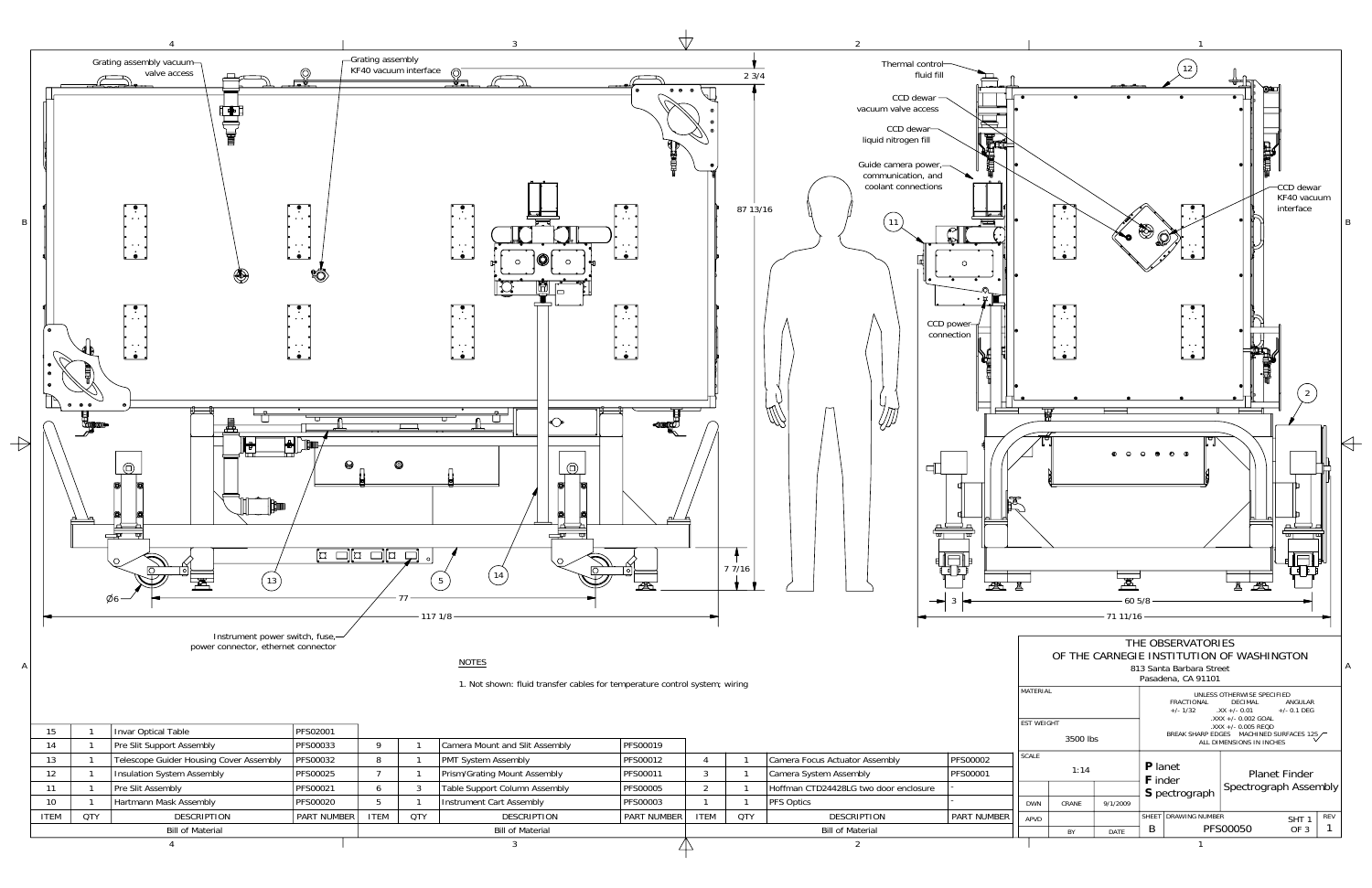Grating assembly vacuum valve access

Grating assembly KF40 vacuum interface

Thermal control fluid fill

CCD dewar vacuum valve access

CCD dewar liquid nitrogen fill

Guide camera power, communication, and coolant connections

CCD dewar KF40 vacuum interface

CCD power connection

Instrument power switch, fuse, power connector, ethernet connector

2 3/4

87 13/16

7 7/16

Ø6

77

117 1/8

3

60 5/8

71 11/16

NOTES

1. Not shown: fluid transfer cables for temperature control system; wiring

| ITEM | QTY | DESCRIPTION | PART NUMBER |
|---|---|---|---|
| 15 | 1 | Invar Optical Table | PFS02001 |
| 14 | 1 | Pre Slit Support Assembly | PFS00033 |
| 13 | 1 | Telescope Guider Housing Cover Assembly | PFS00032 |
| 12 | 1 | Insulation System Assembly | PFS00025 |
| 11 | 1 | Pre Slit Assembly | PFS00021 |
| 10 | 1 | Hartmann Mask Assembly | PFS00020 |
| 9 | 1 | Camera Mount and Slit Assembly | PFS00019 |
| 8 | 1 | PMT System Assembly | PFS00012 |
| 7 | 1 | Prism/Grating Mount Assembly | PFS00011 |
| 6 | 3 | Table Support Column Assembly | PFS00005 |
| 5 | 1 | Instrument Cart Assembly | PFS00003 |
| 4 | 1 | Camera Focus Actuator Assembly | PFS00002 |
| 3 | 1 | Camera System Assembly | PFS00001 |
| 2 | 1 | Hoffman CTD24428LG two door enclosure | - |
| 1 | 1 | PFS Optics | - |

Bill of Material

THE OBSERVATORIES OF THE CARNEGIE INSTITUTION OF WASHINGTON
813 Santa Barbara Street
Pasadena, CA 91101

MATERIAL

EST WEIGHT: 3500 lbs

SCALE: 1:14

UNLESS OTHERWISE SPECIFIED
FRACTIONAL +/- 1/32; DECIMAL .XX +/- 0.01, .XXX +/- 0.002 GOAL, .XXX +/- 0.005 REQD; ANGULAR +/- 0.1 DEG
BREAK SHARP EDGES; MACHINED SURFACES 125
ALL DIMENSIONS IN INCHES

**P**lanet **F**inder **S**pectrograph

Planet Finder Spectrograph Assembly

| DWN | CRANE | 9/1/2009 |
|---|---|---|
| APVD | | |
| | BY | DATE |

SHEET: B — DRAWING NUMBER: PFS00050 — SHT 1 OF 3 — REV 1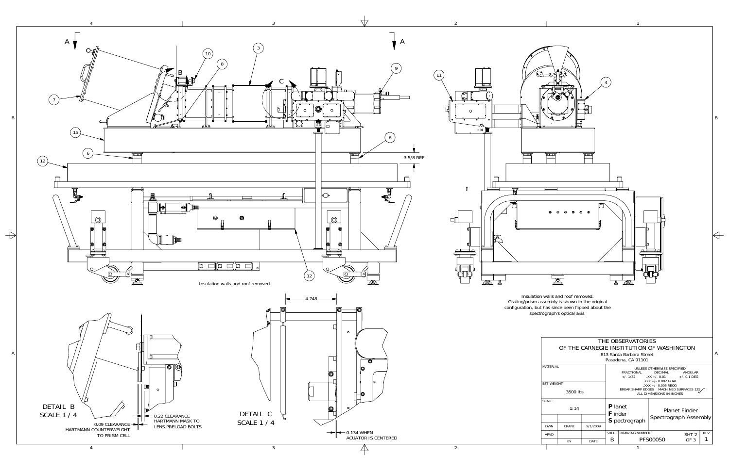A — A

B

C

3 5/8 REF

Insulation walls and roof removed.

Insulation walls and roof removed.
Grating/prism assembly is shown in the original configuration, but has since been flipped about the spectrograph's optical axis.

4.748

DETAIL B
SCALE 1 / 4

0.22 CLEARANCE
HARTMANN MASK TO
LENS PRELOAD BOLTS

0.09 CLEARANCE
HARTMANN COUNTERWEIGHT
TO PRISM CELL

DETAIL C
SCALE 1 / 4

0.134 WHEN
ACUATOR IS CENTERED

| THE OBSERVATORIES OF THE CARNEGIE INSTITUTION OF WASHINGTON<br>813 Santa Barbara Street<br>Pasadena, CA 91101 | | | | | |
|---|---|---|---|---|---|
| MATERIAL | | | UNLESS OTHERWISE SPECIFIED<br>FRACTIONAL +/- 1/32<br>DECIMAL .XX +/- 0.01, .XXX +/- 0.002 GOAL, .XXX +/- 0.005 REQD<br>ANGULAR +/- 0.1 DEG<br>BREAK SHARP EDGES MACHINED SURFACES 125<br>ALL DIMENSIONS IN INCHES | | |
| EST WEIGHT | 3500 lbs | | | | |
| SCALE | 1:14 | | **P** lanet **F** inder **S** pectrograph | Planet Finder Spectrograph Assembly | |
| DWN | CRANE | 9/1/2009 | SHEET B | DRAWING NUMBER PFS00050 | SHT 2 OF 3 / REV 1 |
| APVD | BY | DATE | | | |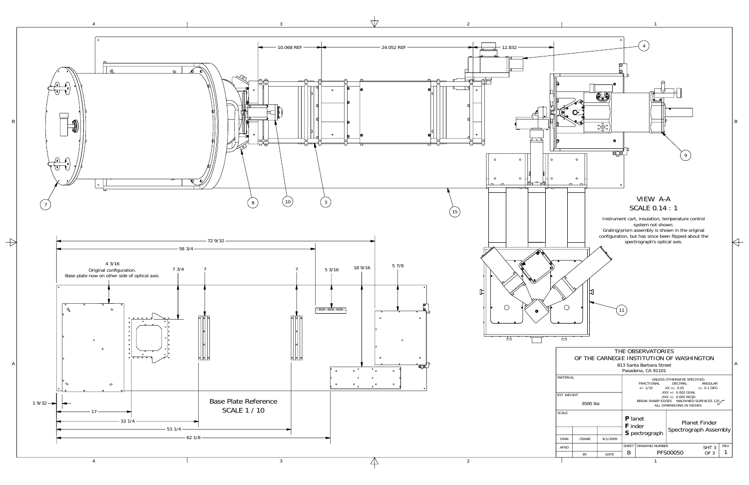10.068 REF

24.052 REF

12.832

4

9

7

8

10

3

15

11

## VIEW A-A
## SCALE 0.14 : 1

Instrument cart, insulation, temperature control system not shown.
Grating/prism assembly is shown in the original configuration, but has since been flipped about the spectrograph's optical axis.

72 9/32

58 3/4

4 3/16
Original configuration.
Base plate now on other side of optical axis.

7 3/4

7

7

5 3/16

18 9/16

5 7/8

1 9/32

17

32 1/4

53 1/4

62 1/8

## Base Plate Reference
## SCALE 1 / 10

| | | | |
|---|---|---|---|
| THE OBSERVATORIES OF THE CARNEGIE INSTITUTION OF WASHINGTON<br>813 Santa Barbara Street<br>Pasadena, CA 91101 | | | |
| MATERIAL | UNLESS OTHERWISE SPECIFIED<br>FRACTIONAL +/- 1/32 · DECIMAL .XX +/- 0.01, .XXX +/- 0.002 GOAL, .XXX +/- 0.005 REQD · ANGULAR +/- 0.1 DEG<br>BREAK SHARP EDGES · MACHINED SURFACES 125<br>ALL DIMENSIONS IN INCHES | | |
| EST WEIGHT: 3500 lbs | | | |
| SCALE | **P**lanet **F**inder **S**pectrograph | Planet Finder Spectrograph Assembly | |
| DWN: CRANE, 9/1/2009 | | | |
| APVD: BY, DATE | SHEET: B | DRAWING NUMBER: PFS00050 | SHT 3 OF 3 · REV 1 |